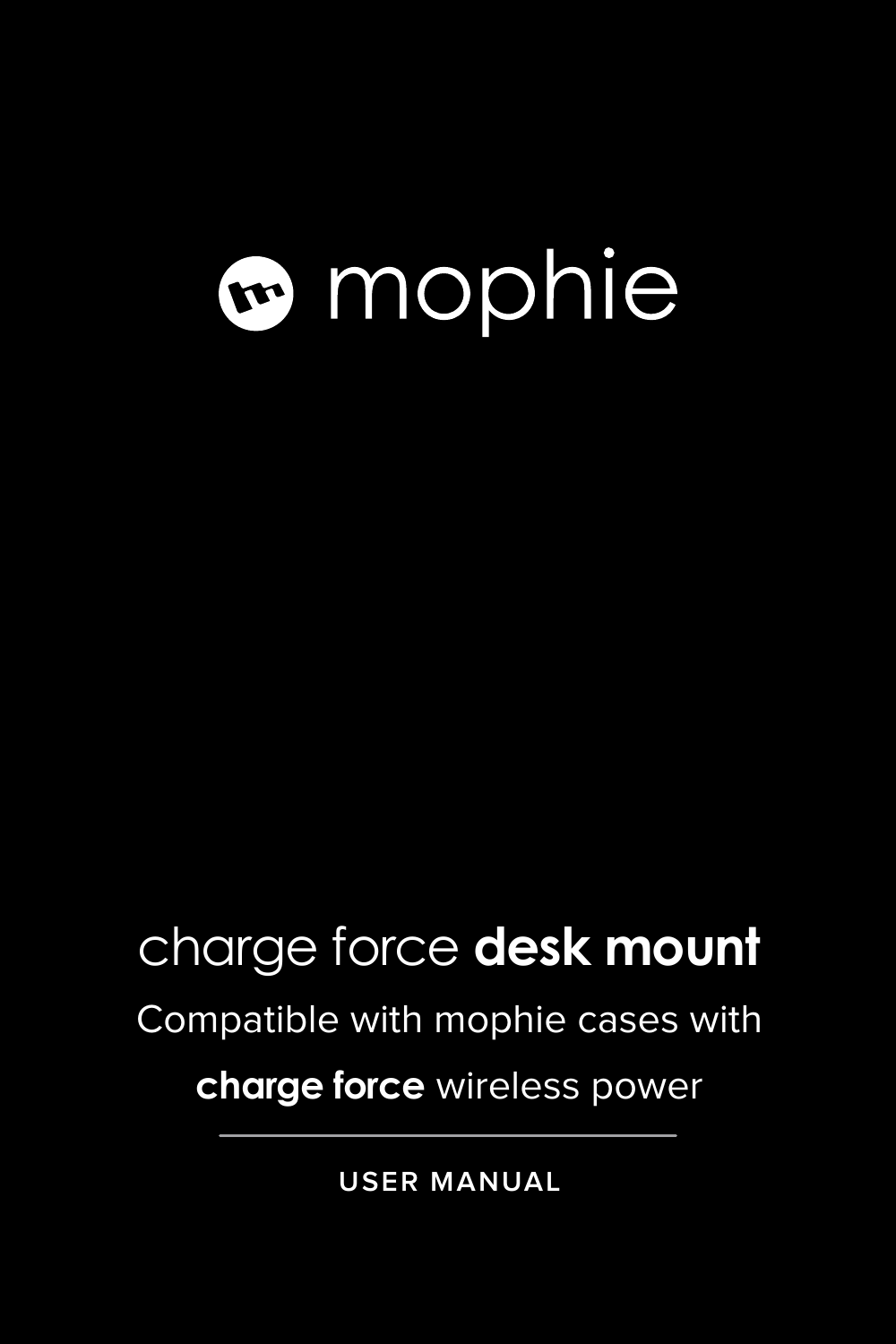# mophie

## charge force **desk mount**

Compatible with mophie cases with

**charge force** wireless power

---

USER MANUAL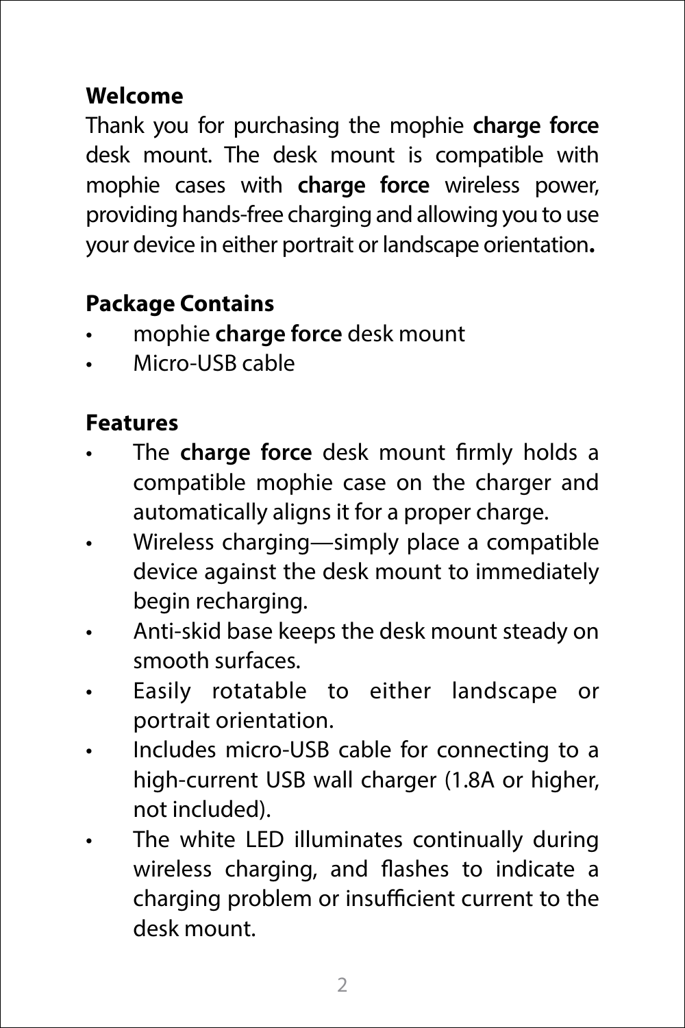## Welcome

Thank you for purchasing the mophie **charge force** desk mount. The desk mount is compatible with mophie cases with **charge force** wireless power, providing hands-free charging and allowing you to use your device in either portrait or landscape orientation**.**

## Package Contains

- mophie **charge force** desk mount
- Micro-USB cable

## Features

- The **charge force** desk mount firmly holds a compatible mophie case on the charger and automatically aligns it for a proper charge.
- Wireless charging—simply place a compatible device against the desk mount to immediately begin recharging.
- Anti-skid base keeps the desk mount steady on smooth surfaces.
- Easily rotatable to either landscape or portrait orientation.
- Includes micro-USB cable for connecting to a high-current USB wall charger (1.8A or higher, not included).
- The white LED illuminates continually during wireless charging, and flashes to indicate a charging problem or insufficient current to the desk mount.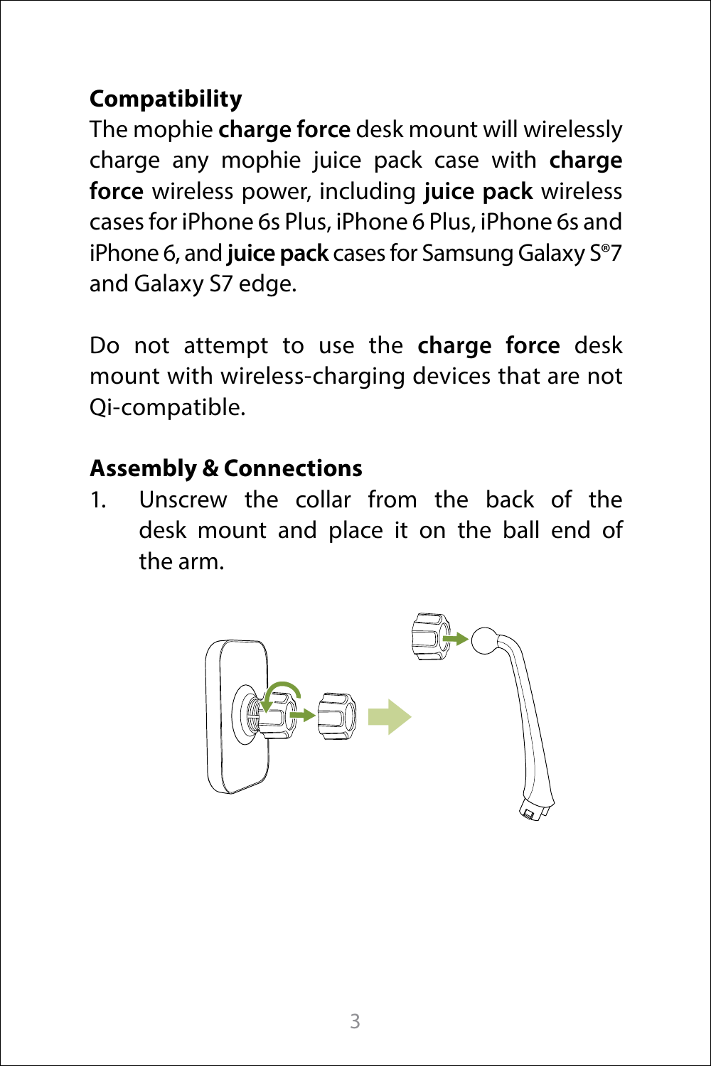## Compatibility

The mophie **charge force** desk mount will wirelessly charge any mophie juice pack case with **charge force** wireless power, including **juice pack** wireless cases for iPhone 6s Plus, iPhone 6 Plus, iPhone 6s and iPhone 6, and **juice pack** cases for Samsung Galaxy S®7 and Galaxy S7 edge.

Do not attempt to use the **charge force** desk mount with wireless-charging devices that are not Qi-compatible.

## Assembly & Connections

1. Unscrew the collar from the back of the desk mount and place it on the ball end of the arm.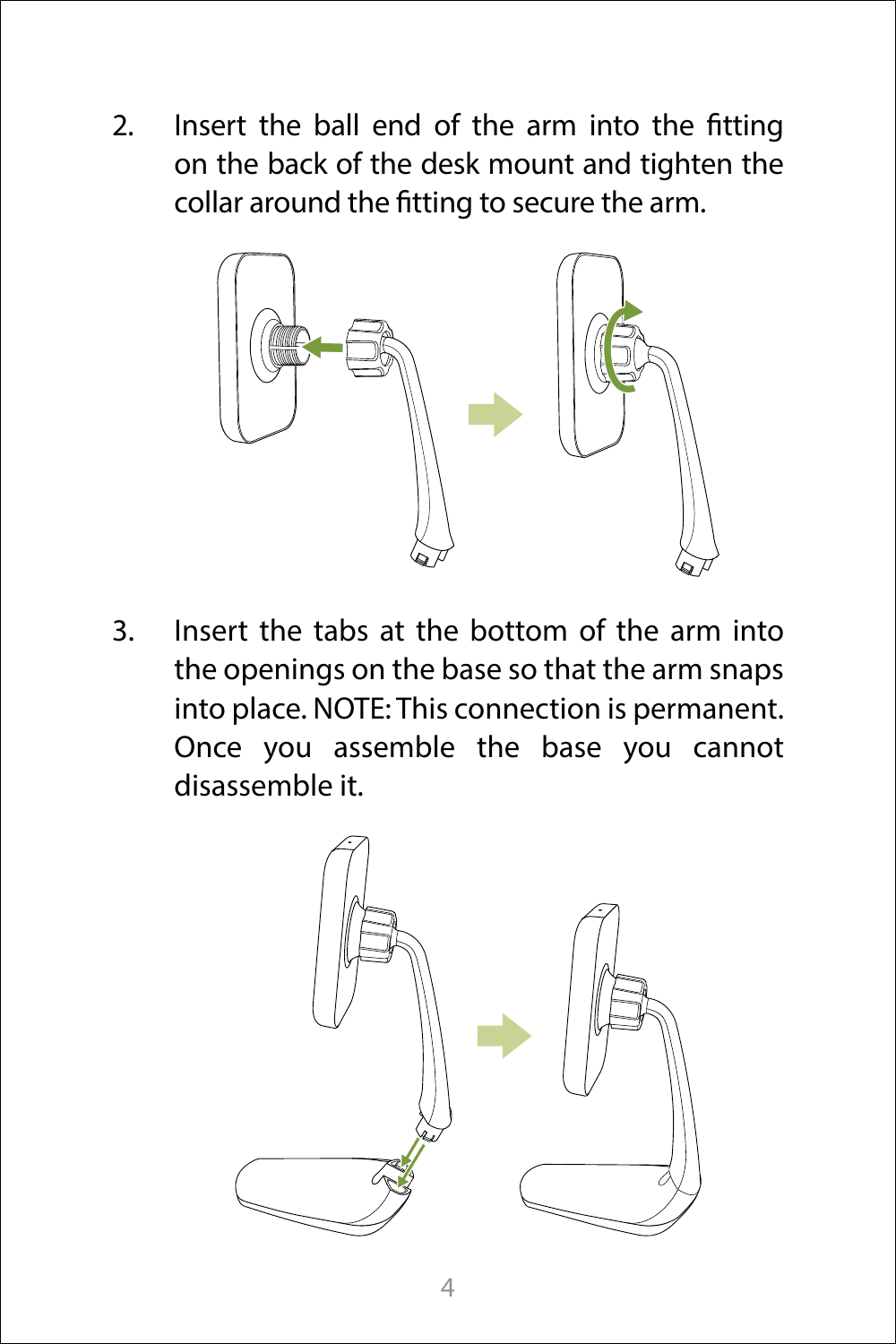2. Insert the ball end of the arm into the fitting on the back of the desk mount and tighten the collar around the fitting to secure the arm.

3. Insert the tabs at the bottom of the arm into the openings on the base so that the arm snaps into place. NOTE: This connection is permanent. Once you assemble the base you cannot disassemble it.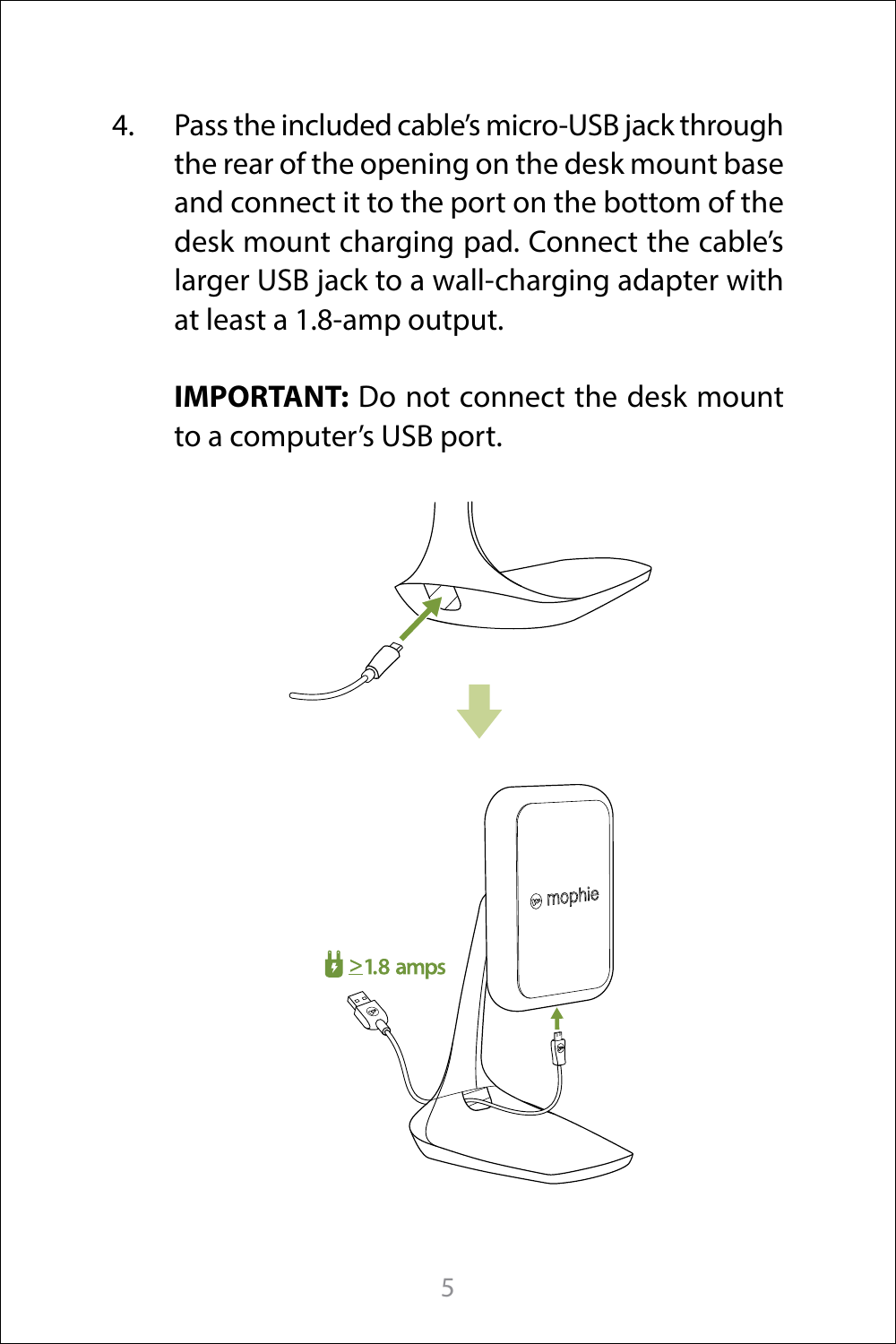4. Pass the included cable's micro-USB jack through the rear of the opening on the desk mount base and connect it to the port on the bottom of the desk mount charging pad. Connect the cable's larger USB jack to a wall-charging adapter with at least a 1.8-amp output.

   **IMPORTANT:** Do not connect the desk mount to a computer's USB port.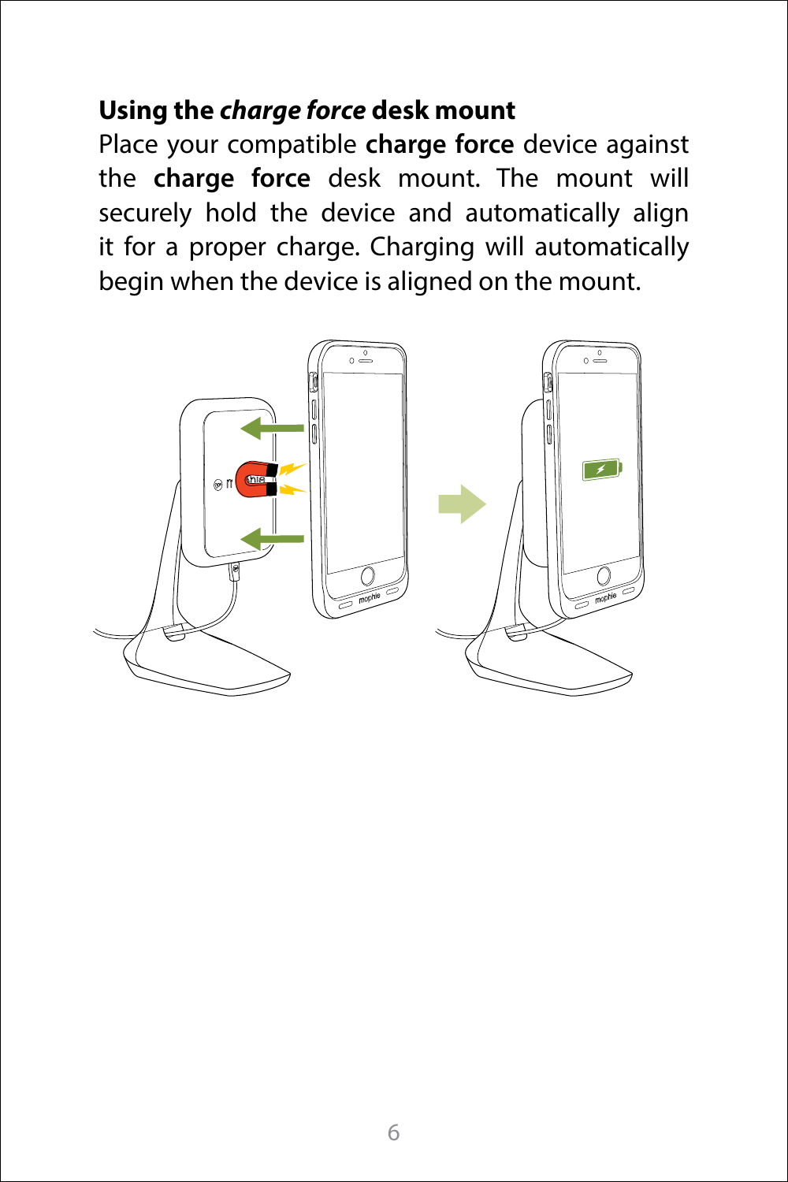**Using the *charge force* desk mount**

Place your compatible **charge force** device against the **charge force** desk mount. The mount will securely hold the device and automatically align it for a proper charge. Charging will automatically begin when the device is aligned on the mount.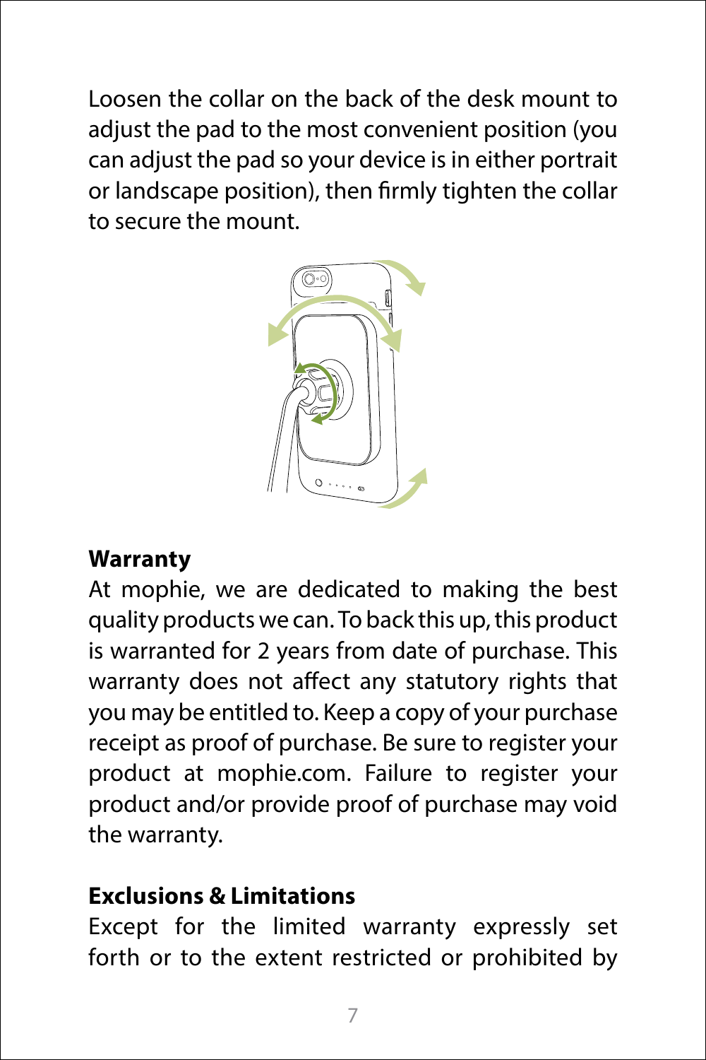Loosen the collar on the back of the desk mount to adjust the pad to the most convenient position (you can adjust the pad so your device is in either portrait or landscape position), then firmly tighten the collar to secure the mount.

**Warranty**

At mophie, we are dedicated to making the best quality products we can. To back this up, this product is warranted for 2 years from date of purchase. This warranty does not affect any statutory rights that you may be entitled to. Keep a copy of your purchase receipt as proof of purchase. Be sure to register your product at mophie.com. Failure to register your product and/or provide proof of purchase may void the warranty.

**Exclusions & Limitations**

Except for the limited warranty expressly set forth or to the extent restricted or prohibited by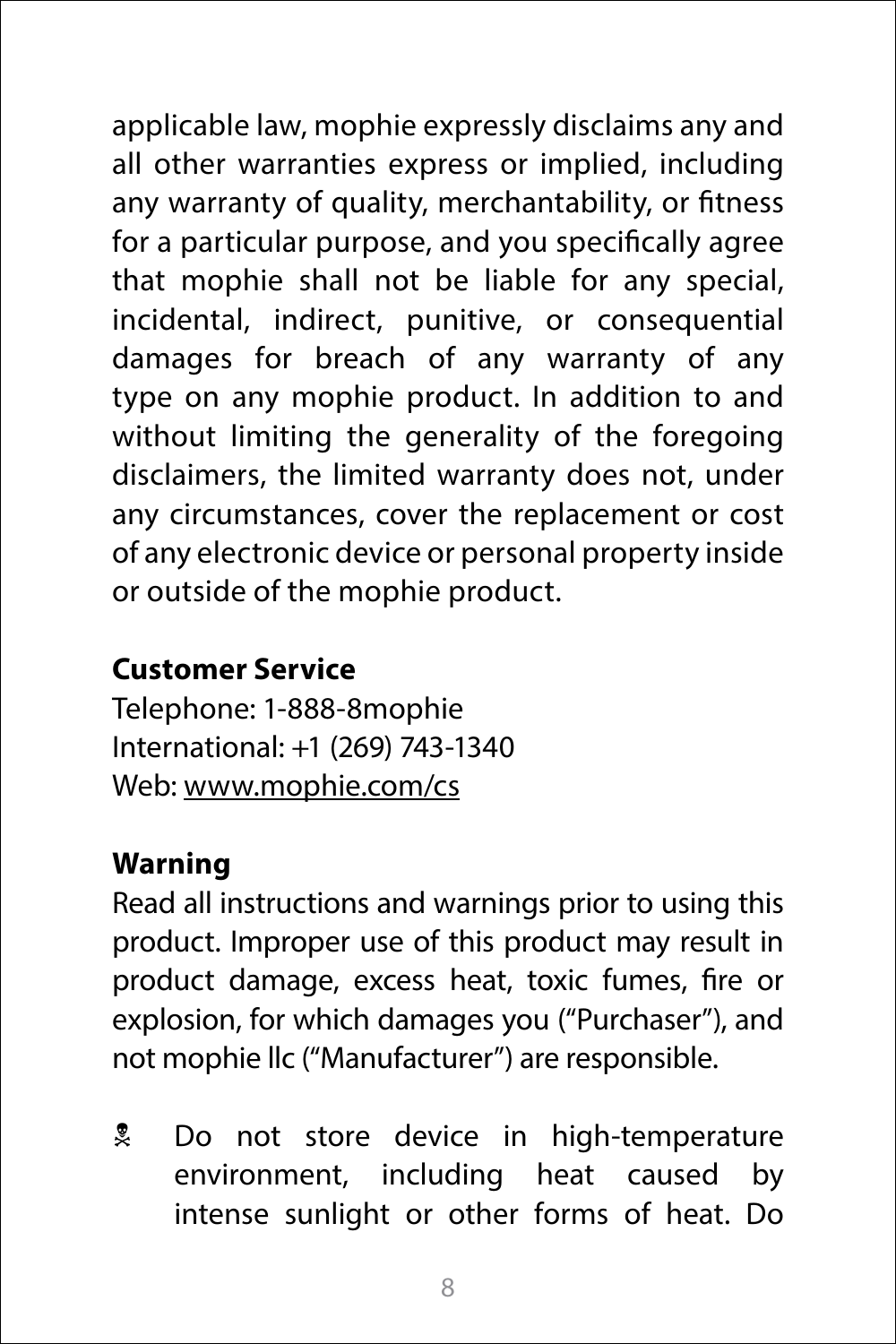applicable law, mophie expressly disclaims any and all other warranties express or implied, including any warranty of quality, merchantability, or fitness for a particular purpose, and you specifically agree that mophie shall not be liable for any special, incidental, indirect, punitive, or consequential damages for breach of any warranty of any type on any mophie product. In addition to and without limiting the generality of the foregoing disclaimers, the limited warranty does not, under any circumstances, cover the replacement or cost of any electronic device or personal property inside or outside of the mophie product.

**Customer Service**

Telephone: 1-888-8mophie
International: +1 (269) 743-1340
Web: www.mophie.com/cs

**Warning**

Read all instructions and warnings prior to using this product. Improper use of this product may result in product damage, excess heat, toxic fumes, fire or explosion, for which damages you ("Purchaser"), and not mophie llc ("Manufacturer") are responsible.

☠ Do not store device in high-temperature environment, including heat caused by intense sunlight or other forms of heat. Do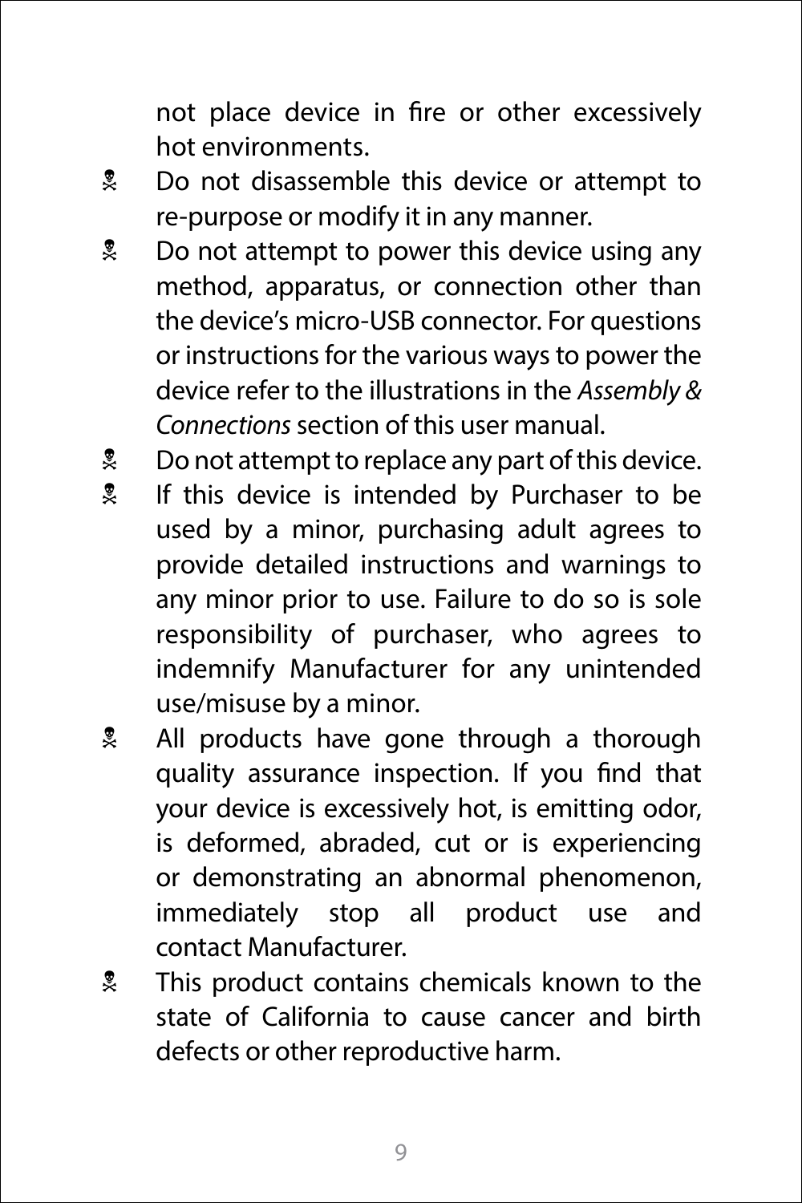not place device in fire or other excessively hot environments.

- Do not disassemble this device or attempt to re-purpose or modify it in any manner.
- Do not attempt to power this device using any method, apparatus, or connection other than the device's micro-USB connector. For questions or instructions for the various ways to power the device refer to the illustrations in the *Assembly & Connections* section of this user manual.
- Do not attempt to replace any part of this device.
- If this device is intended by Purchaser to be used by a minor, purchasing adult agrees to provide detailed instructions and warnings to any minor prior to use. Failure to do so is sole responsibility of purchaser, who agrees to indemnify Manufacturer for any unintended use/misuse by a minor.
- All products have gone through a thorough quality assurance inspection. If you find that your device is excessively hot, is emitting odor, is deformed, abraded, cut or is experiencing or demonstrating an abnormal phenomenon, immediately stop all product use and contact Manufacturer.
- This product contains chemicals known to the state of California to cause cancer and birth defects or other reproductive harm.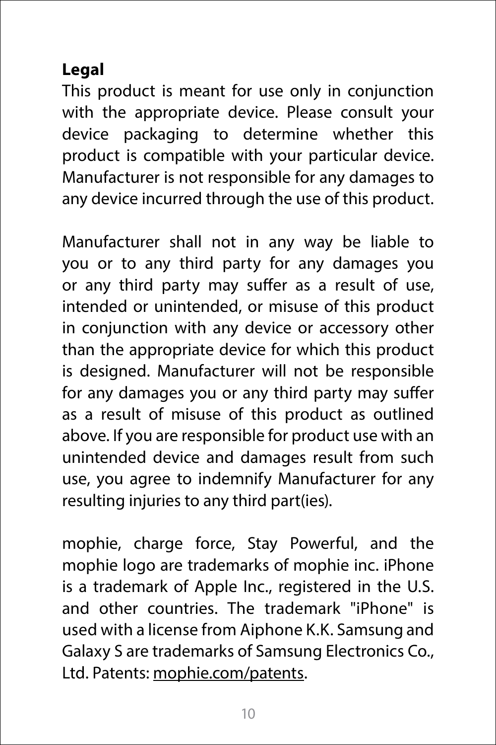## Legal

This product is meant for use only in conjunction with the appropriate device. Please consult your device packaging to determine whether this product is compatible with your particular device. Manufacturer is not responsible for any damages to any device incurred through the use of this product.

Manufacturer shall not in any way be liable to you or to any third party for any damages you or any third party may suffer as a result of use, intended or unintended, or misuse of this product in conjunction with any device or accessory other than the appropriate device for which this product is designed. Manufacturer will not be responsible for any damages you or any third party may suffer as a result of misuse of this product as outlined above. If you are responsible for product use with an unintended device and damages result from such use, you agree to indemnify Manufacturer for any resulting injuries to any third part(ies).

mophie, charge force, Stay Powerful, and the mophie logo are trademarks of mophie inc. iPhone is a trademark of Apple Inc., registered in the U.S. and other countries. The trademark "iPhone" is used with a license from Aiphone K.K. Samsung and Galaxy S are trademarks of Samsung Electronics Co., Ltd. Patents: mophie.com/patents.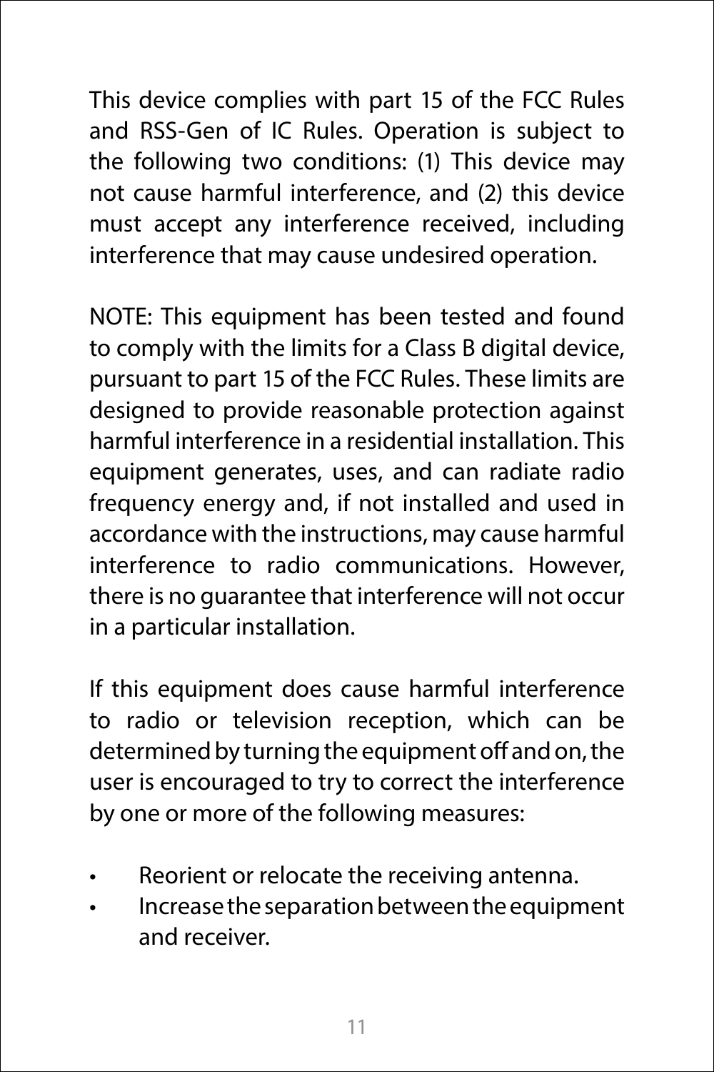This device complies with part 15 of the FCC Rules and RSS-Gen of IC Rules. Operation is subject to the following two conditions: (1) This device may not cause harmful interference, and (2) this device must accept any interference received, including interference that may cause undesired operation.

NOTE: This equipment has been tested and found to comply with the limits for a Class B digital device, pursuant to part 15 of the FCC Rules. These limits are designed to provide reasonable protection against harmful interference in a residential installation. This equipment generates, uses, and can radiate radio frequency energy and, if not installed and used in accordance with the instructions, may cause harmful interference to radio communications. However, there is no guarantee that interference will not occur in a particular installation.

If this equipment does cause harmful interference to radio or television reception, which can be determined by turning the equipment off and on, the user is encouraged to try to correct the interference by one or more of the following measures:

- Reorient or relocate the receiving antenna.
- Increase the separation between the equipment and receiver.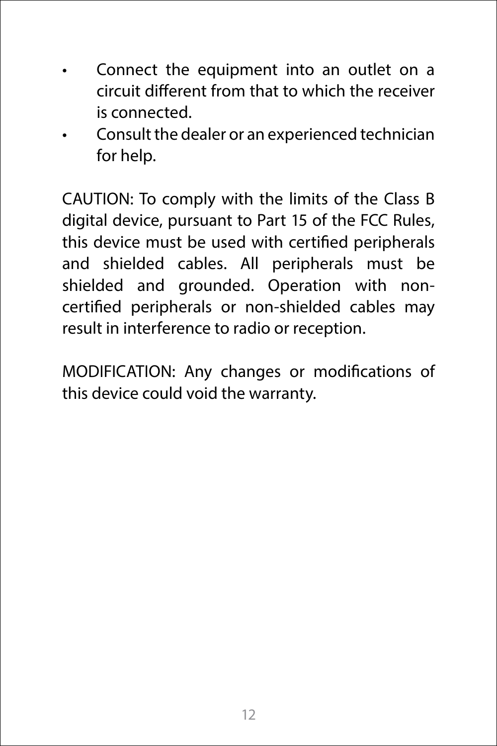- Connect the equipment into an outlet on a circuit different from that to which the receiver is connected.
- Consult the dealer or an experienced technician for help.

CAUTION: To comply with the limits of the Class B digital device, pursuant to Part 15 of the FCC Rules, this device must be used with certified peripherals and shielded cables. All peripherals must be shielded and grounded. Operation with non-certified peripherals or non-shielded cables may result in interference to radio or reception.

MODIFICATION: Any changes or modifications of this device could void the warranty.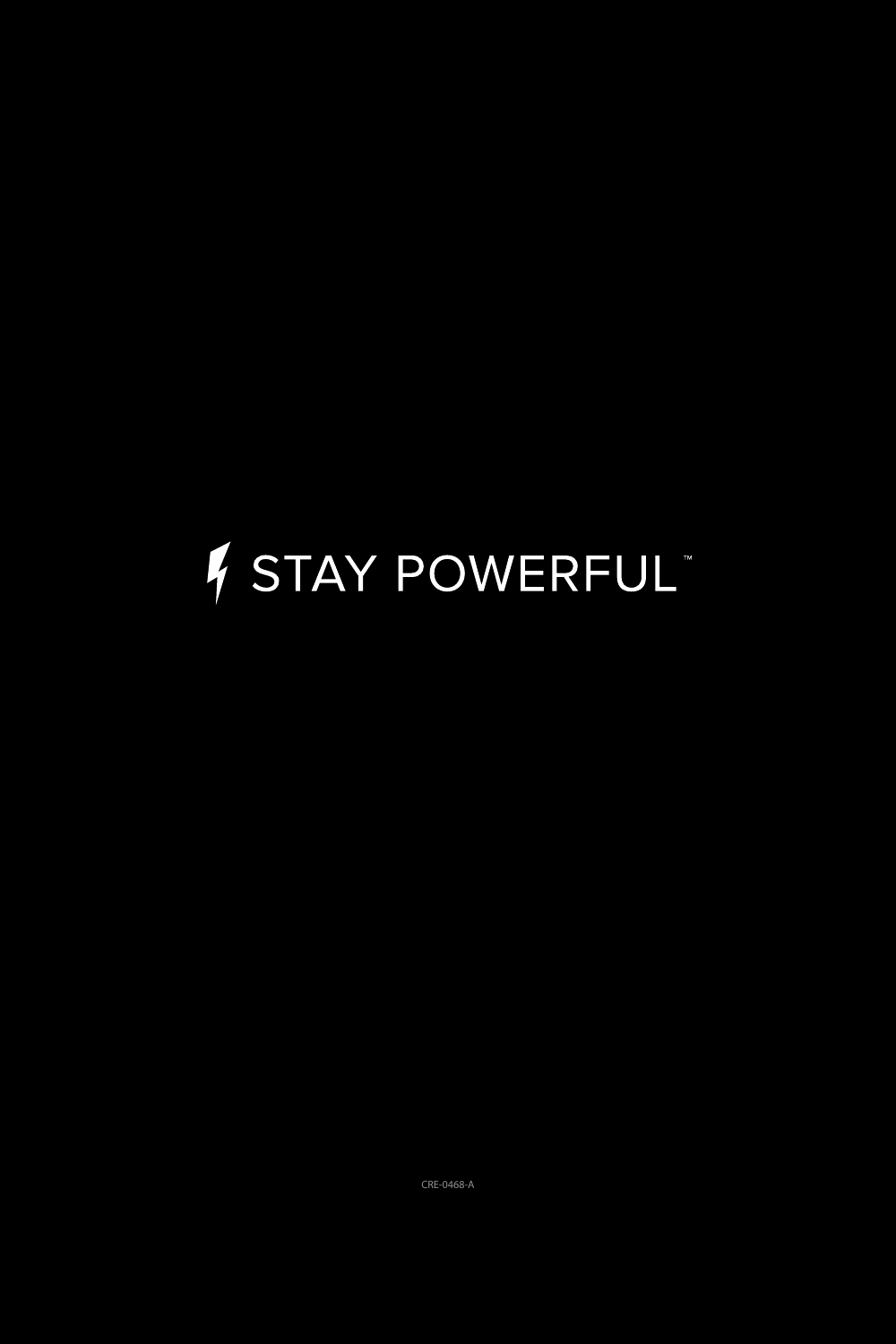STAY POWERFUL™

CRE-0468-A